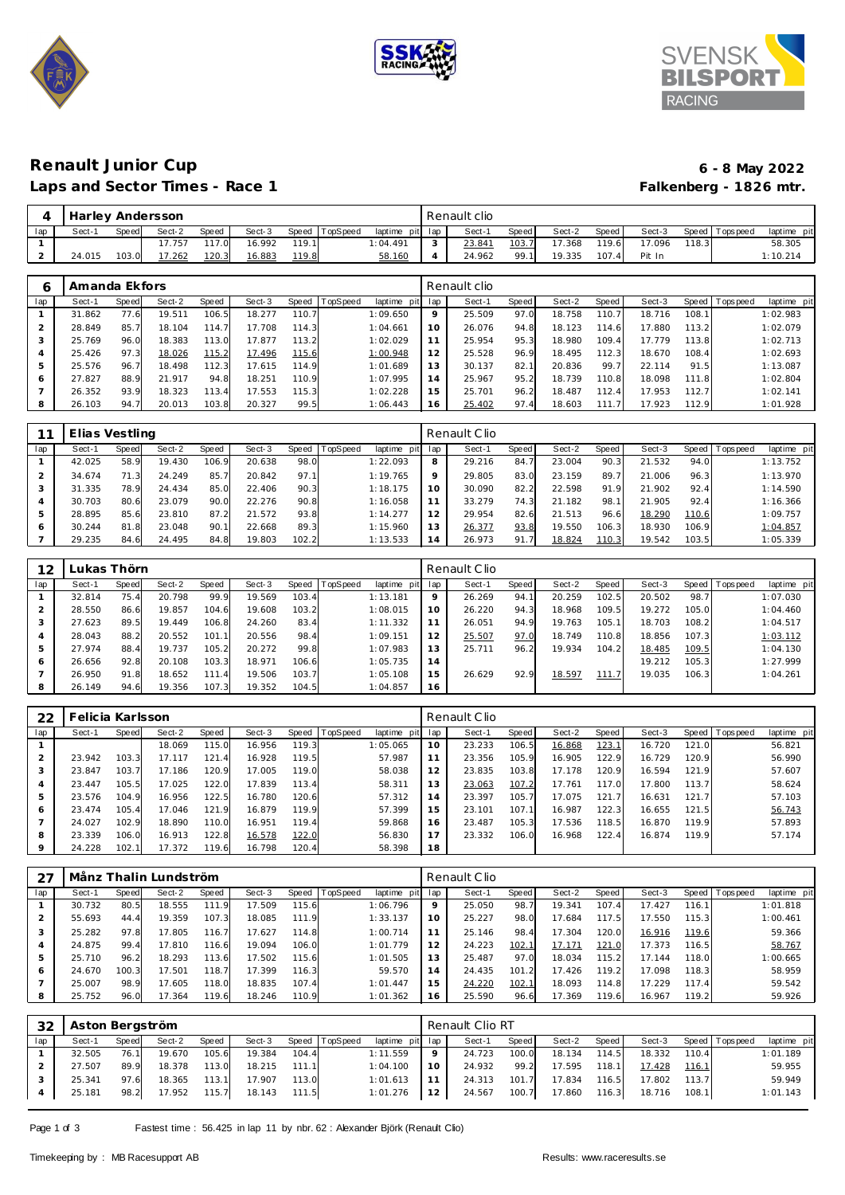# Renault Junior Cup

## Laps and Sector Times - Race 1

**6 - 8 May 2022**
**Falkenberg - 1826 mtr.**

| 4 | Harley Andersson | | | | | | | | Renault clio | | | | | | | | |
|---|---|---|---|---|---|---|---|---|---|---|---|---|---|---|---|---|---|
| lap | Sect-1 | Speed | Sect-2 | Speed | Sect-3 | Speed | TopSpeed | laptime pit | lap | Sect-1 | Speed | Sect-2 | Speed | Sect-3 | Speed | Topspeed | laptime pit |
| 1 | | | 17.757 | 117.0 | 16.992 | 119.1 | | 1:04.491 | 3 | 23.841 | 103.7 | 17.368 | 119.6 | 17.096 | 118.3 | | 58.305 |
| 2 | 24.015 | 103.0 | 17.262 | 120.3 | 16.883 | 119.8 | | 58.160 | 4 | 24.962 | 99.1 | 19.335 | 107.4 | Pit In | | | 1:10.214 |

| 6 | Amanda Ekfors | | | | | | | | Renault clio | | | | | | | | |
|---|---|---|---|---|---|---|---|---|---|---|---|---|---|---|---|---|---|
| lap | Sect-1 | Speed | Sect-2 | Speed | Sect-3 | Speed | TopSpeed | laptime pit | lap | Sect-1 | Speed | Sect-2 | Speed | Sect-3 | Speed | Topspeed | laptime pit |
| 1 | 31.862 | 77.6 | 19.511 | 106.5 | 18.277 | 110.7 | | 1:09.650 | 9 | 25.509 | 97.0 | 18.758 | 110.7 | 18.716 | 108.1 | | 1:02.983 |
| 2 | 28.849 | 85.7 | 18.104 | 114.7 | 17.708 | 114.3 | | 1:04.661 | 10 | 26.076 | 94.8 | 18.123 | 114.6 | 17.880 | 113.2 | | 1:02.079 |
| 3 | 25.769 | 96.0 | 18.383 | 113.0 | 17.877 | 113.2 | | 1:02.029 | 11 | 25.954 | 95.3 | 18.980 | 109.4 | 17.779 | 113.8 | | 1:02.713 |
| 4 | 25.426 | 97.3 | 18.026 | 115.2 | 17.496 | 115.6 | | 1:00.948 | 12 | 25.528 | 96.9 | 18.495 | 112.3 | 18.670 | 108.4 | | 1:02.693 |
| 5 | 25.576 | 96.7 | 18.498 | 112.3 | 17.615 | 114.9 | | 1:01.689 | 13 | 30.137 | 82.1 | 20.836 | 99.7 | 22.114 | 91.5 | | 1:13.087 |
| 6 | 27.827 | 88.9 | 21.917 | 94.8 | 18.251 | 110.9 | | 1:07.995 | 14 | 25.967 | 95.2 | 18.739 | 110.8 | 18.098 | 111.8 | | 1:02.804 |
| 7 | 26.352 | 93.9 | 18.323 | 113.4 | 17.553 | 115.3 | | 1:02.228 | 15 | 25.701 | 96.2 | 18.487 | 112.4 | 17.953 | 112.7 | | 1:02.141 |
| 8 | 26.103 | 94.7 | 20.013 | 103.8 | 20.327 | 99.5 | | 1:06.443 | 16 | 25.402 | 97.4 | 18.603 | 111.7 | 17.923 | 112.9 | | 1:01.928 |

| 11 | Elias Vestling | | | | | | | | Renault Clio | | | | | | | | |
|---|---|---|---|---|---|---|---|---|---|---|---|---|---|---|---|---|---|
| lap | Sect-1 | Speed | Sect-2 | Speed | Sect-3 | Speed | TopSpeed | laptime pit | lap | Sect-1 | Speed | Sect-2 | Speed | Sect-3 | Speed | Topspeed | laptime pit |
| 1 | 42.025 | 58.9 | 19.430 | 106.9 | 20.638 | 98.0 | | 1:22.093 | 8 | 29.216 | 84.7 | 23.004 | 90.3 | 21.532 | 94.0 | | 1:13.752 |
| 2 | 34.674 | 71.3 | 24.249 | 85.7 | 20.842 | 97.1 | | 1:19.765 | 9 | 29.805 | 83.0 | 23.159 | 89.7 | 21.006 | 96.3 | | 1:13.970 |
| 3 | 31.335 | 78.9 | 24.434 | 85.0 | 22.406 | 90.3 | | 1:18.175 | 10 | 30.090 | 82.2 | 22.598 | 91.9 | 21.902 | 92.4 | | 1:14.590 |
| 4 | 30.703 | 80.6 | 23.079 | 90.0 | 22.276 | 90.8 | | 1:16.058 | 11 | 33.279 | 74.3 | 21.182 | 98.1 | 21.905 | 92.4 | | 1:16.366 |
| 5 | 28.895 | 85.6 | 23.810 | 87.2 | 21.572 | 93.8 | | 1:14.277 | 12 | 29.954 | 82.6 | 21.513 | 96.6 | 18.290 | 110.6 | | 1:09.757 |
| 6 | 30.244 | 81.8 | 23.048 | 90.1 | 22.668 | 89.3 | | 1:15.960 | 13 | 26.377 | 93.8 | 19.550 | 106.3 | 18.930 | 106.9 | | 1:04.857 |
| 7 | 29.235 | 84.6 | 24.495 | 84.8 | 19.803 | 102.2 | | 1:13.533 | 14 | 26.973 | 91.7 | 18.824 | 110.3 | 19.542 | 103.5 | | 1:05.339 |

| 12 | Lukas Thörn | | | | | | | | Renault Clio | | | | | | | | |
|---|---|---|---|---|---|---|---|---|---|---|---|---|---|---|---|---|---|
| lap | Sect-1 | Speed | Sect-2 | Speed | Sect-3 | Speed | TopSpeed | laptime pit | lap | Sect-1 | Speed | Sect-2 | Speed | Sect-3 | Speed | Topspeed | laptime pit |
| 1 | 32.814 | 75.4 | 20.798 | 99.9 | 19.569 | 103.4 | | 1:13.181 | 9 | 26.269 | 94.1 | 20.259 | 102.5 | 20.502 | 98.7 | | 1:07.030 |
| 2 | 28.550 | 86.6 | 19.857 | 104.6 | 19.608 | 103.2 | | 1:08.015 | 10 | 26.220 | 94.3 | 18.968 | 109.5 | 19.272 | 105.0 | | 1:04.460 |
| 3 | 27.623 | 89.5 | 19.449 | 106.8 | 24.260 | 83.4 | | 1:11.332 | 11 | 26.051 | 94.9 | 19.763 | 105.1 | 18.703 | 108.2 | | 1:04.517 |
| 4 | 28.043 | 88.2 | 20.552 | 101.1 | 20.556 | 98.4 | | 1:09.151 | 12 | 25.507 | 97.0 | 18.749 | 110.8 | 18.856 | 107.3 | | 1:03.112 |
| 5 | 27.974 | 88.4 | 19.737 | 105.2 | 20.272 | 99.8 | | 1:07.983 | 13 | 25.711 | 96.2 | 19.934 | 104.2 | 18.485 | 109.5 | | 1:04.130 |
| 6 | 26.656 | 92.8 | 20.108 | 103.3 | 18.971 | 106.6 | | 1:05.735 | 14 | | | | | 19.212 | 105.3 | | 1:27.999 |
| 7 | 26.950 | 91.8 | 18.652 | 111.4 | 19.506 | 103.7 | | 1:05.108 | 15 | 26.629 | 92.9 | 18.597 | 111.7 | 19.035 | 106.3 | | 1:04.261 |
| 8 | 26.149 | 94.6 | 19.356 | 107.3 | 19.352 | 104.5 | | 1:04.857 | 16 | | | | | | | | |

| 22 | Felicia Karlsson | | | | | | | | Renault Clio | | | | | | | | |
|---|---|---|---|---|---|---|---|---|---|---|---|---|---|---|---|---|---|
| lap | Sect-1 | Speed | Sect-2 | Speed | Sect-3 | Speed | TopSpeed | laptime pit | lap | Sect-1 | Speed | Sect-2 | Speed | Sect-3 | Speed | Topspeed | laptime pit |
| 1 | | | 18.069 | 115.0 | 16.956 | 119.3 | | 1:05.065 | 10 | 23.233 | 106.5 | 16.868 | 123.1 | 16.720 | 121.0 | | 56.821 |
| 2 | 23.942 | 103.3 | 17.117 | 121.4 | 16.928 | 119.5 | | 57.987 | 11 | 23.356 | 105.9 | 16.905 | 122.9 | 16.729 | 120.9 | | 56.990 |
| 3 | 23.847 | 103.7 | 17.186 | 120.9 | 17.005 | 119.0 | | 58.038 | 12 | 23.835 | 103.8 | 17.178 | 120.9 | 16.594 | 121.9 | | 57.607 |
| 4 | 23.447 | 105.5 | 17.025 | 122.0 | 17.839 | 113.4 | | 58.311 | 13 | 23.063 | 107.2 | 17.761 | 117.0 | 17.800 | 113.7 | | 58.624 |
| 5 | 23.576 | 104.9 | 16.956 | 122.5 | 16.780 | 120.6 | | 57.312 | 14 | 23.397 | 105.7 | 17.075 | 121.7 | 16.631 | 121.7 | | 57.103 |
| 6 | 23.474 | 105.4 | 17.046 | 121.9 | 16.879 | 119.9 | | 57.399 | 15 | 23.101 | 107.1 | 16.987 | 122.3 | 16.655 | 121.5 | | 56.743 |
| 7 | 24.027 | 102.9 | 18.890 | 110.0 | 16.951 | 119.4 | | 59.868 | 16 | 23.487 | 105.3 | 17.536 | 118.5 | 16.870 | 119.9 | | 57.893 |
| 8 | 23.339 | 106.0 | 16.913 | 122.8 | 16.578 | 122.0 | | 56.830 | 17 | 23.332 | 106.0 | 16.968 | 122.4 | 16.874 | 119.9 | | 57.174 |
| 9 | 24.228 | 102.1 | 17.372 | 119.6 | 16.798 | 120.4 | | 58.398 | 18 | | | | | | | | |

| 27 | Månz Thalin Lundström | | | | | | | | Renault Clio | | | | | | | | |
|---|---|---|---|---|---|---|---|---|---|---|---|---|---|---|---|---|---|
| lap | Sect-1 | Speed | Sect-2 | Speed | Sect-3 | Speed | TopSpeed | laptime pit | lap | Sect-1 | Speed | Sect-2 | Speed | Sect-3 | Speed | Topspeed | laptime pit |
| 1 | 30.732 | 80.5 | 18.555 | 111.9 | 17.509 | 115.6 | | 1:06.796 | 9 | 25.050 | 98.7 | 19.341 | 107.4 | 17.427 | 116.1 | | 1:01.818 |
| 2 | 55.693 | 44.4 | 19.359 | 107.3 | 18.085 | 111.9 | | 1:33.137 | 10 | 25.227 | 98.0 | 17.684 | 117.5 | 17.550 | 115.3 | | 1:00.461 |
| 3 | 25.282 | 97.8 | 17.805 | 116.7 | 17.627 | 114.8 | | 1:00.714 | 11 | 25.146 | 98.4 | 17.304 | 120.0 | 16.916 | 119.6 | | 59.366 |
| 4 | 24.875 | 99.4 | 17.810 | 116.6 | 19.094 | 106.0 | | 1:01.779 | 12 | 24.223 | 102.1 | 17.171 | 121.0 | 17.373 | 116.5 | | 58.767 |
| 5 | 25.710 | 96.2 | 18.293 | 113.6 | 17.502 | 115.6 | | 1:01.505 | 13 | 25.487 | 97.0 | 18.034 | 115.2 | 17.144 | 118.0 | | 1:00.665 |
| 6 | 24.670 | 100.3 | 17.501 | 118.7 | 17.399 | 116.3 | | 59.570 | 14 | 24.435 | 101.2 | 17.426 | 119.2 | 17.098 | 118.3 | | 58.959 |
| 7 | 25.007 | 98.9 | 17.605 | 118.0 | 18.835 | 107.4 | | 1:01.447 | 15 | 24.220 | 102.1 | 18.093 | 114.8 | 17.229 | 117.4 | | 59.542 |
| 8 | 25.752 | 96.0 | 17.364 | 119.6 | 18.246 | 110.9 | | 1:01.362 | 16 | 25.590 | 96.6 | 17.369 | 119.6 | 16.967 | 119.2 | | 59.926 |

| 32 | Aston Bergström | | | | | | | | Renault Clio RT | | | | | | | | |
|---|---|---|---|---|---|---|---|---|---|---|---|---|---|---|---|---|---|
| lap | Sect-1 | Speed | Sect-2 | Speed | Sect-3 | Speed | TopSpeed | laptime pit | lap | Sect-1 | Speed | Sect-2 | Speed | Sect-3 | Speed | Topspeed | laptime pit |
| 1 | 32.505 | 76.1 | 19.670 | 105.6 | 19.384 | 104.4 | | 1:11.559 | 9 | 24.723 | 100.0 | 18.134 | 114.5 | 18.332 | 110.4 | | 1:01.189 |
| 2 | 27.507 | 89.9 | 18.378 | 113.0 | 18.215 | 111.1 | | 1:04.100 | 10 | 24.932 | 99.2 | 17.595 | 118.1 | 17.428 | 116.1 | | 59.955 |
| 3 | 25.341 | 97.6 | 18.365 | 113.1 | 17.907 | 113.0 | | 1:01.613 | 11 | 24.313 | 101.7 | 17.834 | 116.5 | 17.802 | 113.7 | | 59.949 |
| 4 | 25.181 | 98.2 | 17.952 | 115.7 | 18.143 | 111.5 | | 1:01.276 | 12 | 24.567 | 100.7 | 17.860 | 116.3 | 18.716 | 108.1 | | 1:01.143 |

Fastest time : 56.425 in lap 11 by nbr. 62 : Alexander Björk (Renault Clio)

Timekeeping by : MB Racesupport AB

Results: www.raceresults.se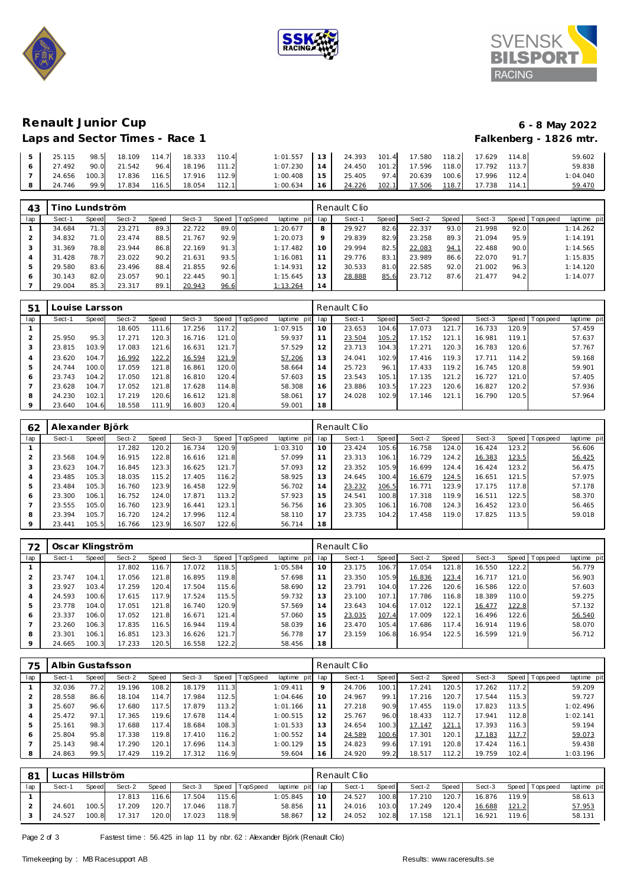# Renault Junior Cup

**6 - 8 May 2022**

## Laps and Sector Times - Race 1

**Falkenberg - 1826 mtr.**

| lap | Sect-1 | Speed | Sect-2 | Speed | Sect-3 | Speed | TopSpeed | laptime pit | lap | Sect-1 | Speed | Sect-2 | Speed | Sect-3 | Speed | Topspeed | laptime pit |
|---|---|---|---|---|---|---|---|---|---|---|---|---|---|---|---|---|---|
| 5 | 25.115 | 98.5 | 18.109 | 114.7 | 18.333 | 110.4 | | 1:01.557 | 13 | 24.393 | 101.4 | 17.580 | 118.2 | 17.629 | 114.8 | | 59.602 |
| 6 | 27.492 | 90.0 | 21.542 | 96.4 | 18.196 | 111.2 | | 1:07.230 | 14 | 24.450 | 101.2 | 17.596 | 118.0 | 17.792 | 113.7 | | 59.838 |
| 7 | 24.656 | 100.3 | 17.836 | 116.5 | 17.916 | 112.9 | | 1:00.408 | 15 | 25.405 | 97.4 | 20.639 | 100.6 | 17.996 | 112.4 | | 1:04.040 |
| 8 | 24.746 | 99.9 | 17.834 | 116.5 | 18.054 | 112.1 | | 1:00.634 | 16 | 24.226 | 102.1 | 17.506 | 118.7 | 17.738 | 114.1 | | 59.470 |

### 43 Tino Lundström — Renault Clio

| lap | Sect-1 | Speed | Sect-2 | Speed | Sect-3 | Speed | TopSpeed | laptime pit | lap | Sect-1 | Speed | Sect-2 | Speed | Sect-3 | Speed | Topspeed | laptime pit |
|---|---|---|---|---|---|---|---|---|---|---|---|---|---|---|---|---|---|
| 1 | 34.684 | 71.3 | 23.271 | 89.3 | 22.722 | 89.0 | | 1:20.677 | 8 | 29.927 | 82.6 | 22.337 | 93.0 | 21.998 | 92.0 | | 1:14.262 |
| 2 | 34.832 | 71.0 | 23.474 | 88.5 | 21.767 | 92.9 | | 1:20.073 | 9 | 29.839 | 82.9 | 23.258 | 89.3 | 21.094 | 95.9 | | 1:14.191 |
| 3 | 31.369 | 78.8 | 23.944 | 86.8 | 22.169 | 91.3 | | 1:17.482 | 10 | 29.994 | 82.5 | 22.083 | 94.1 | 22.488 | 90.0 | | 1:14.565 |
| 4 | 31.428 | 78.7 | 23.022 | 90.2 | 21.631 | 93.5 | | 1:16.081 | 11 | 29.776 | 83.1 | 23.989 | 86.6 | 22.070 | 91.7 | | 1:15.835 |
| 5 | 29.580 | 83.6 | 23.496 | 88.4 | 21.855 | 92.6 | | 1:14.931 | 12 | 30.533 | 81.0 | 22.585 | 92.0 | 21.002 | 96.3 | | 1:14.120 |
| 6 | 30.143 | 82.0 | 23.057 | 90.1 | 22.445 | 90.1 | | 1:15.645 | 13 | 28.888 | 85.6 | 23.712 | 87.6 | 21.477 | 94.2 | | 1:14.077 |
| 7 | 29.004 | 85.3 | 23.317 | 89.1 | 20.943 | 96.6 | | 1:13.264 | 14 | | | | | | | | |

### 51 Louise Larsson — Renault Clio

| lap | Sect-1 | Speed | Sect-2 | Speed | Sect-3 | Speed | TopSpeed | laptime pit | lap | Sect-1 | Speed | Sect-2 | Speed | Sect-3 | Speed | Topspeed | laptime pit |
|---|---|---|---|---|---|---|---|---|---|---|---|---|---|---|---|---|---|
| 1 | | | 18.605 | 111.6 | 17.256 | 117.2 | | 1:07.915 | 10 | 23.653 | 104.6 | 17.073 | 121.7 | 16.733 | 120.9 | | 57.459 |
| 2 | 25.950 | 95.3 | 17.271 | 120.3 | 16.716 | 121.0 | | 59.937 | 11 | 23.504 | 105.2 | 17.152 | 121.1 | 16.981 | 119.1 | | 57.637 |
| 3 | 23.815 | 103.9 | 17.083 | 121.6 | 16.631 | 121.7 | | 57.529 | 12 | 23.713 | 104.3 | 17.271 | 120.3 | 16.783 | 120.6 | | 57.767 |
| 4 | 23.620 | 104.7 | 16.992 | 122.2 | 16.594 | 121.9 | | 57.206 | 13 | 24.041 | 102.9 | 17.416 | 119.3 | 17.711 | 114.2 | | 59.168 |
| 5 | 24.744 | 100.0 | 17.059 | 121.8 | 16.861 | 120.0 | | 58.664 | 14 | 25.723 | 96.1 | 17.433 | 119.2 | 16.745 | 120.8 | | 59.901 |
| 6 | 23.743 | 104.2 | 17.050 | 121.8 | 16.810 | 120.4 | | 57.603 | 15 | 23.543 | 105.1 | 17.135 | 121.2 | 16.727 | 121.0 | | 57.405 |
| 7 | 23.628 | 104.7 | 17.052 | 121.8 | 17.628 | 114.8 | | 58.308 | 16 | 23.886 | 103.5 | 17.223 | 120.6 | 16.827 | 120.2 | | 57.936 |
| 8 | 24.230 | 102.1 | 17.219 | 120.6 | 16.612 | 121.8 | | 58.061 | 17 | 24.028 | 102.9 | 17.146 | 121.1 | 16.790 | 120.5 | | 57.964 |
| 9 | 23.640 | 104.6 | 18.558 | 111.9 | 16.803 | 120.4 | | 59.001 | 18 | | | | | | | | |

### 62 Alexander Björk — Renault Clio

| lap | Sect-1 | Speed | Sect-2 | Speed | Sect-3 | Speed | TopSpeed | laptime pit | lap | Sect-1 | Speed | Sect-2 | Speed | Sect-3 | Speed | Topspeed | laptime pit |
|---|---|---|---|---|---|---|---|---|---|---|---|---|---|---|---|---|---|
| 1 | | | 17.282 | 120.2 | 16.734 | 120.9 | | 1:03.310 | 10 | 23.424 | 105.6 | 16.758 | 124.0 | 16.424 | 123.2 | | 56.606 |
| 2 | 23.568 | 104.9 | 16.915 | 122.8 | 16.616 | 121.8 | | 57.099 | 11 | 23.313 | 106.1 | 16.729 | 124.2 | 16.383 | 123.5 | | 56.425 |
| 3 | 23.623 | 104.7 | 16.845 | 123.3 | 16.625 | 121.7 | | 57.093 | 12 | 23.352 | 105.9 | 16.699 | 124.4 | 16.424 | 123.2 | | 56.475 |
| 4 | 23.485 | 105.3 | 18.035 | 115.2 | 17.405 | 116.2 | | 58.925 | 13 | 24.645 | 100.4 | 16.679 | 124.5 | 16.651 | 121.5 | | 57.975 |
| 5 | 23.484 | 105.3 | 16.760 | 123.9 | 16.458 | 122.9 | | 56.702 | 14 | 23.232 | 106.5 | 16.771 | 123.9 | 17.175 | 117.8 | | 57.178 |
| 6 | 23.300 | 106.1 | 16.752 | 124.0 | 17.871 | 113.2 | | 57.923 | 15 | 24.541 | 100.8 | 17.318 | 119.9 | 16.511 | 122.5 | | 58.370 |
| 7 | 23.555 | 105.0 | 16.760 | 123.9 | 16.441 | 123.1 | | 56.756 | 16 | 23.305 | 106.1 | 16.708 | 124.3 | 16.452 | 123.0 | | 56.465 |
| 8 | 23.394 | 105.7 | 16.720 | 124.2 | 17.996 | 112.4 | | 58.110 | 17 | 23.735 | 104.2 | 17.458 | 119.0 | 17.825 | 113.5 | | 59.018 |
| 9 | 23.441 | 105.5 | 16.766 | 123.9 | 16.507 | 122.6 | | 56.714 | 18 | | | | | | | | |

### 72 Oscar Klingström — Renault Clio

| lap | Sect-1 | Speed | Sect-2 | Speed | Sect-3 | Speed | TopSpeed | laptime pit | lap | Sect-1 | Speed | Sect-2 | Speed | Sect-3 | Speed | Topspeed | laptime pit |
|---|---|---|---|---|---|---|---|---|---|---|---|---|---|---|---|---|---|
| 1 | | | 17.802 | 116.7 | 17.072 | 118.5 | | 1:05.584 | 10 | 23.175 | 106.7 | 17.054 | 121.8 | 16.550 | 122.2 | | 56.779 |
| 2 | 23.747 | 104.1 | 17.056 | 121.8 | 16.895 | 119.8 | | 57.698 | 11 | 23.350 | 105.9 | 16.836 | 123.4 | 16.717 | 121.0 | | 56.903 |
| 3 | 23.927 | 103.4 | 17.259 | 120.4 | 17.504 | 115.6 | | 58.690 | 12 | 23.791 | 104.0 | 17.226 | 120.6 | 16.586 | 122.0 | | 57.603 |
| 4 | 24.593 | 100.6 | 17.615 | 117.9 | 17.524 | 115.5 | | 59.732 | 13 | 23.100 | 107.1 | 17.786 | 116.8 | 18.389 | 110.0 | | 59.275 |
| 5 | 23.778 | 104.0 | 17.051 | 121.8 | 16.740 | 120.9 | | 57.569 | 14 | 23.643 | 104.6 | 17.012 | 122.1 | 16.477 | 122.8 | | 57.132 |
| 6 | 23.337 | 106.0 | 17.052 | 121.8 | 16.671 | 121.4 | | 57.060 | 15 | 23.035 | 107.4 | 17.009 | 122.1 | 16.496 | 122.6 | | 56.540 |
| 7 | 23.260 | 106.3 | 17.835 | 116.5 | 16.944 | 119.4 | | 58.039 | 16 | 23.470 | 105.4 | 17.686 | 117.4 | 16.914 | 119.6 | | 58.070 |
| 8 | 23.301 | 106.1 | 16.851 | 123.3 | 16.626 | 121.7 | | 56.778 | 17 | 23.159 | 106.8 | 16.954 | 122.5 | 16.599 | 121.9 | | 56.712 |
| 9 | 24.665 | 100.3 | 17.233 | 120.5 | 16.558 | 122.2 | | 58.456 | 18 | | | | | | | | |

### 75 Albin Gustafsson — Renault Clio

| lap | Sect-1 | Speed | Sect-2 | Speed | Sect-3 | Speed | TopSpeed | laptime pit | lap | Sect-1 | Speed | Sect-2 | Speed | Sect-3 | Speed | Topspeed | laptime pit |
|---|---|---|---|---|---|---|---|---|---|---|---|---|---|---|---|---|---|
| 1 | 32.036 | 77.2 | 19.196 | 108.2 | 18.179 | 111.3 | | 1:09.411 | 9 | 24.706 | 100.1 | 17.241 | 120.5 | 17.262 | 117.2 | | 59.209 |
| 2 | 28.558 | 86.6 | 18.104 | 114.7 | 17.984 | 112.5 | | 1:04.646 | 10 | 24.967 | 99.1 | 17.216 | 120.7 | 17.544 | 115.3 | | 59.727 |
| 3 | 25.607 | 96.6 | 17.680 | 117.5 | 17.879 | 113.2 | | 1:01.166 | 11 | 27.218 | 90.9 | 17.455 | 119.0 | 17.823 | 113.5 | | 1:02.496 |
| 4 | 25.472 | 97.1 | 17.365 | 119.6 | 17.678 | 114.4 | | 1:00.515 | 12 | 25.767 | 96.0 | 18.433 | 112.7 | 17.941 | 112.8 | | 1:02.141 |
| 5 | 25.161 | 98.3 | 17.688 | 117.4 | 18.684 | 108.3 | | 1:01.533 | 13 | 24.654 | 100.3 | 17.147 | 121.1 | 17.393 | 116.3 | | 59.194 |
| 6 | 25.804 | 95.8 | 17.338 | 119.8 | 17.410 | 116.2 | | 1:00.552 | 14 | 24.589 | 100.6 | 17.301 | 120.1 | 17.183 | 117.7 | | 59.073 |
| 7 | 25.143 | 98.4 | 17.290 | 120.1 | 17.696 | 114.3 | | 1:00.129 | 15 | 24.823 | 99.6 | 17.191 | 120.8 | 17.424 | 116.1 | | 59.438 |
| 8 | 24.863 | 99.5 | 17.429 | 119.2 | 17.312 | 116.9 | | 59.604 | 16 | 24.920 | 99.2 | 18.517 | 112.2 | 19.759 | 102.4 | | 1:03.196 |

### 81 Lucas Hillström — Renault Clio

| lap | Sect-1 | Speed | Sect-2 | Speed | Sect-3 | Speed | TopSpeed | laptime pit | lap | Sect-1 | Speed | Sect-2 | Speed | Sect-3 | Speed | Topspeed | laptime pit |
|---|---|---|---|---|---|---|---|---|---|---|---|---|---|---|---|---|---|
| 1 | | | 17.813 | 116.6 | 17.504 | 115.6 | | 1:05.845 | 10 | 24.527 | 100.8 | 17.210 | 120.7 | 16.876 | 119.9 | | 58.613 |
| 2 | 24.601 | 100.5 | 17.209 | 120.7 | 17.046 | 118.7 | | 58.856 | 11 | 24.016 | 103.0 | 17.249 | 120.4 | 16.688 | 121.2 | | 57.953 |
| 3 | 24.527 | 100.8 | 17.317 | 120.0 | 17.023 | 118.9 | | 58.867 | 12 | 24.052 | 102.8 | 17.158 | 121.1 | 16.921 | 119.6 | | 58.131 |

Fastest time : 56.425 in lap 11 by nbr. 62 : Alexander Björk (Renault Clio)

Timekeeping by : MB Racesupport AB

Results: www.raceresults.se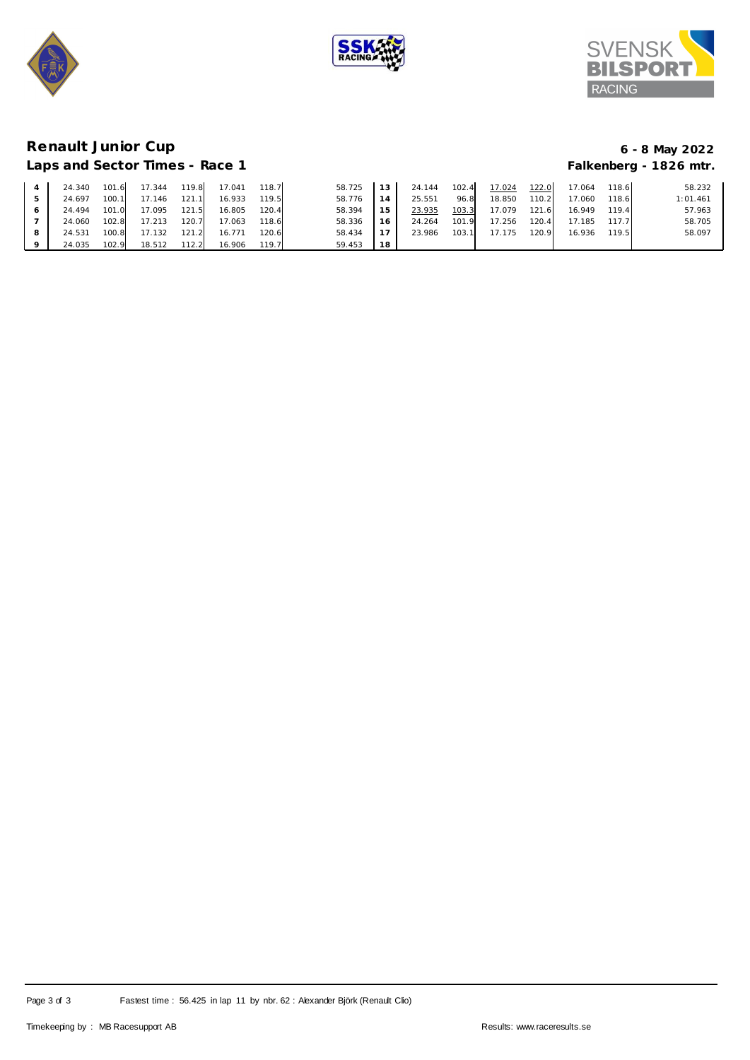# Renault Junior Cup

**6 - 8 May 2022**

## Laps and Sector Times - Race 1

**Falkenberg - 1826 mtr.**

| | | | | | | | | | | | | | | | |
|---|---|---|---|---|---|---|---|---|---|---|---|---|---|---|---|
| 4 | 24.340 | 101.6 | 17.344 | 119.8 | 17.041 | 118.7 | 58.725 | 13 | 24.144 | 102.4 | 17.024 | 122.0 | 17.064 | 118.6 | 58.232 |
| 5 | 24.697 | 100.1 | 17.146 | 121.1 | 16.933 | 119.5 | 58.776 | 14 | 25.551 | 96.8 | 18.850 | 110.2 | 17.060 | 118.6 | 1:01.461 |
| 6 | 24.494 | 101.0 | 17.095 | 121.5 | 16.805 | 120.4 | 58.394 | 15 | 23.935 | 103.3 | 17.079 | 121.6 | 16.949 | 119.4 | 57.963 |
| 7 | 24.060 | 102.8 | 17.213 | 120.7 | 17.063 | 118.6 | 58.336 | 16 | 24.264 | 101.9 | 17.256 | 120.4 | 17.185 | 117.7 | 58.705 |
| 8 | 24.531 | 100.8 | 17.132 | 121.2 | 16.771 | 120.6 | 58.434 | 17 | 23.986 | 103.1 | 17.175 | 120.9 | 16.936 | 119.5 | 58.097 |
| 9 | 24.035 | 102.9 | 18.512 | 112.2 | 16.906 | 119.7 | 59.453 | 18 | | | | | | | |

Fastest time : 56.425 in lap 11 by nbr. 62 : Alexander Björk (Renault Clio)

Timekeeping by : MB Racesupport AB

Results: www.raceresults.se